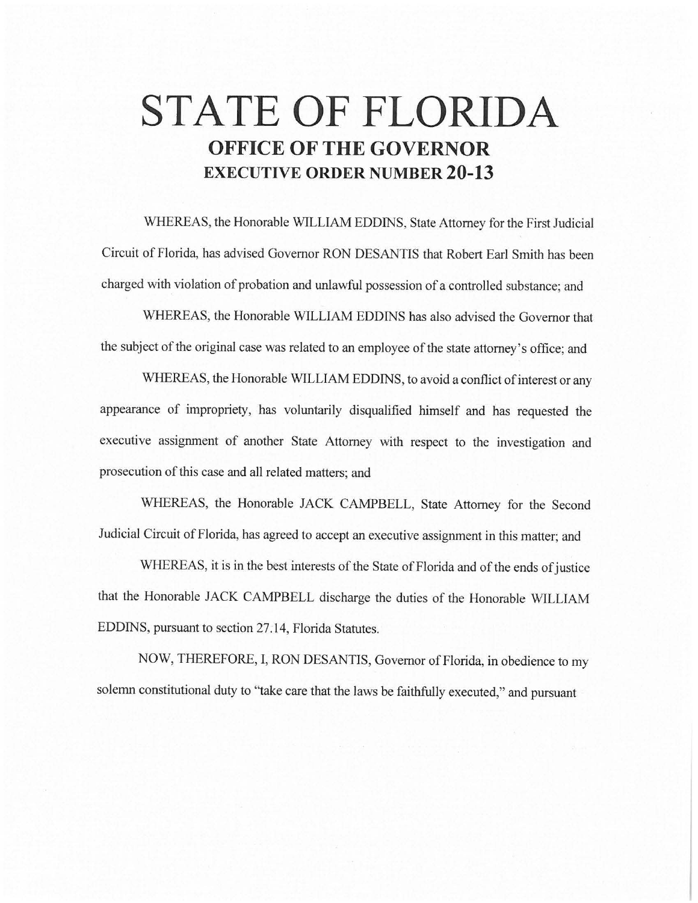# STATE OF FLORIDA

## OFFICE OF THE GOVERNOR

## EXECUTIVE ORDER NUMBER 20-13

WHEREAS, the Honorable WILLIAM EDDINS, State Attorney for the First Judicial Circuit of Florida, has advised Governor RON DESANTIS that Robert Earl Smith has been charged with violation of probation and unlawful possession of a controlled substance; and

WHEREAS, the Honorable WILLIAM EDDINS has also advised the Governor that the subject of the original case was related to an employee of the state attorney's office; and

WHEREAS, the Honorable WILLIAM EDDINS, to avoid a conflict of interest or any appearance of impropriety, has voluntarily disqualified himself and has requested the executive assignment of another State Attorney with respect to the investigation and prosecution of this case and all related matters; and

WHEREAS, the Honorable JACK CAMPBELL, State Attorney for the Second Judicial Circuit of Florida, has agreed to accept an executive assignment in this matter; and

WHEREAS, it is in the best interests of the State of Florida and of the ends of justice that the Honorable JACK CAMPBELL discharge the duties of the Honorable WILLIAM EDDINS, pursuant to section 27.14, Florida Statutes.

NOW, THEREFORE, I, RON DESANTIS, Governor of Florida, in obedience to my solemn constitutional duty to "take care that the laws be faithfully executed," and pursuant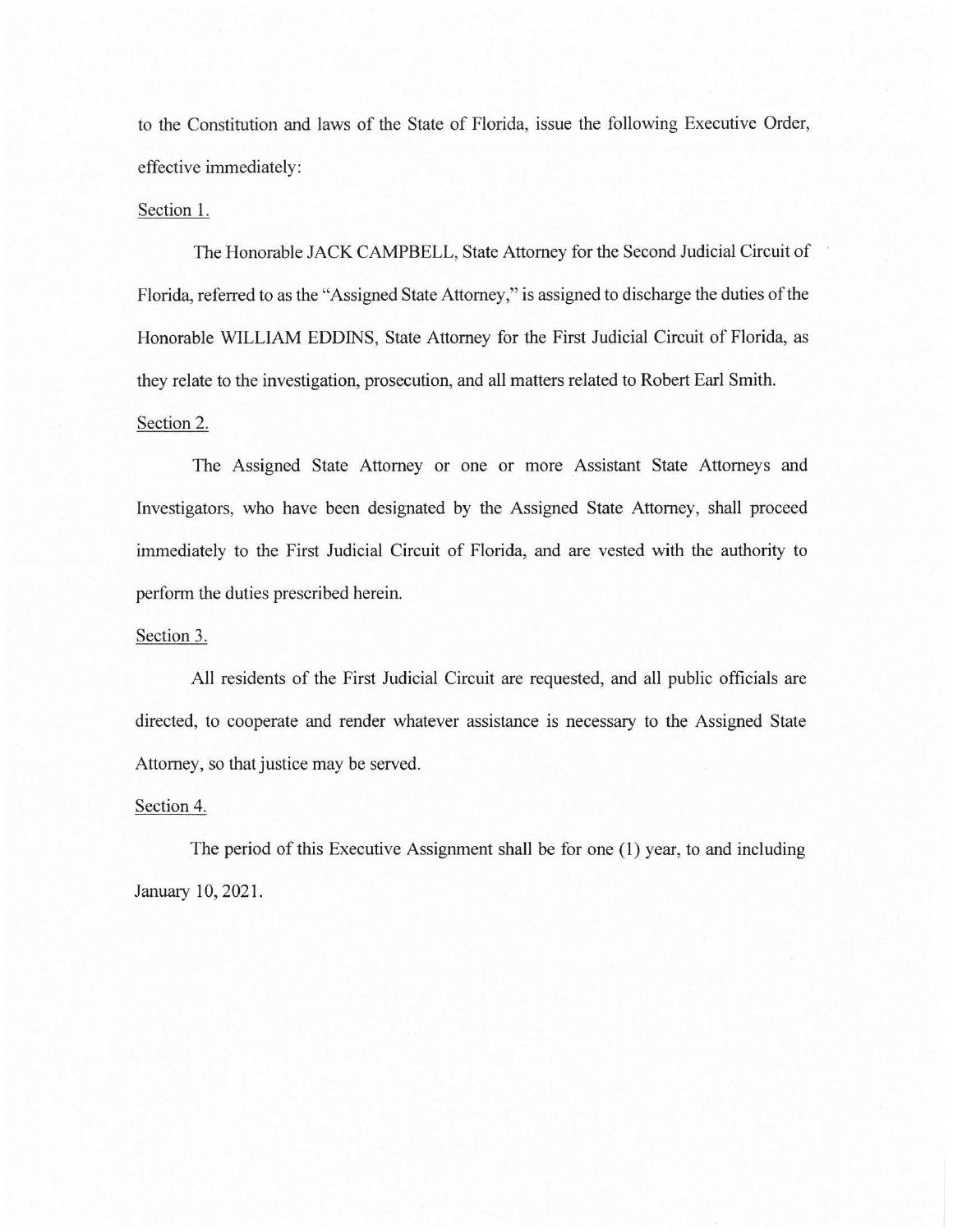to the Constitution and laws of the State of Florida, issue the following Executive Order, effective immediately:

Section 1.

The Honorable JACK CAMPBELL, State Attorney for the Second Judicial Circuit of Florida, referred to as the "Assigned State Attorney," is assigned to discharge the duties of the Honorable WILLIAM EDDINS, State Attorney for the First Judicial Circuit of Florida, as they relate to the investigation, prosecution, and all matters related to Robert Earl Smith.

Section 2.

The Assigned State Attorney or one or more Assistant State Attorneys and Investigators, who have been designated by the Assigned State Attorney, shall proceed immediately to the First Judicial Circuit of Florida, and are vested with the authority to perform the duties prescribed herein.

Section 3.

All residents of the First Judicial Circuit are requested, and all public officials are directed, to cooperate and render whatever assistance is necessary to the Assigned State Attorney, so that justice may be served.

Section 4.

The period of this Executive Assignment shall be for one (1) year, to and including January 10, 2021.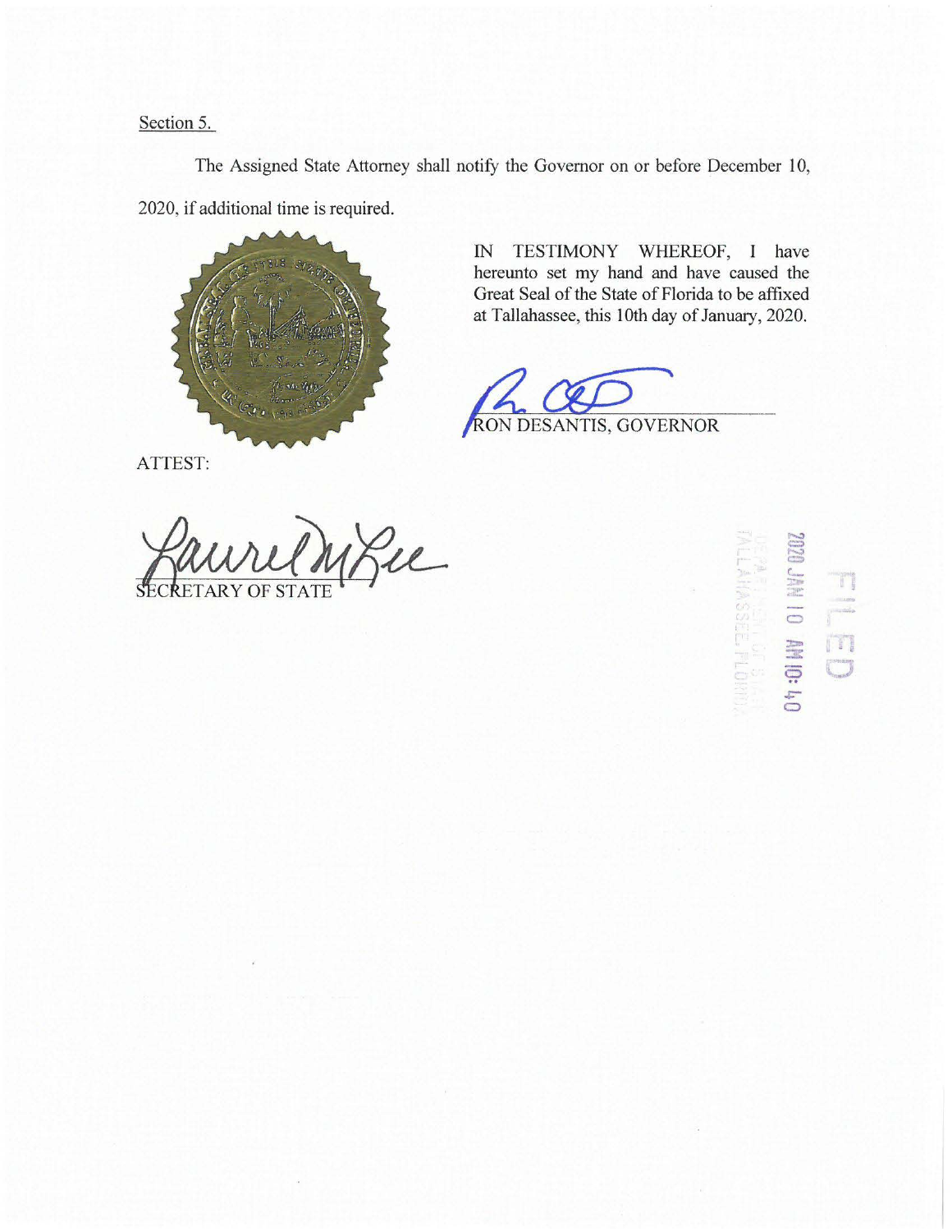Section 5.

The Assigned State Attorney shall notify the Governor on or before December 10, 2020, if additional time is required.

IN TESTIMONY WHEREOF, I have hereunto set my hand and have caused the Great Seal of the State of Florida to be affixed at Tallahassee, this 10th day of January, 2020.

RON DESANTIS, GOVERNOR

ATTEST:

SECRETARY OF STATE

FILED

2020 JAN 10 AM 10:40

DEPARTMENT OF STATE
TALLAHASSEE, FLORIDA